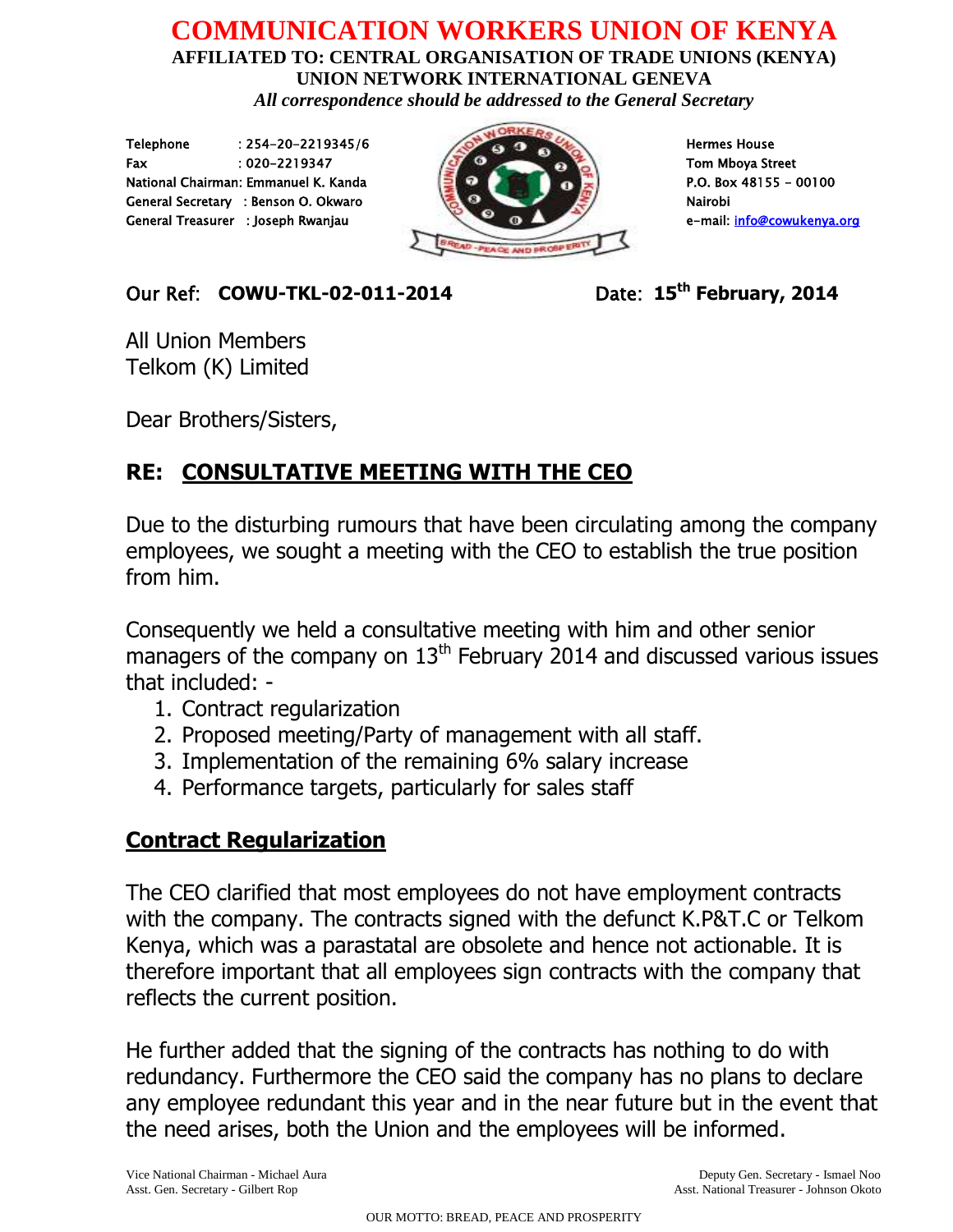# COMMUNICATION WORKERS UNION OF KENYA

**AFFILIATED TO: CENTRAL ORGANISATION OF TRADE UNIONS (KENYA)**
**UNION NETWORK INTERNATIONAL GENEVA**
*All correspondence should be addressed to the General Secretary*

Telephone : 254-20-2219345/6
Fax : 020-2219347
National Chairman: Emmanuel K. Kanda
General Secretary : Benson O. Okwaro
General Treasurer : Joseph Rwanjau

Hermes House
Tom Mboya Street
P.O. Box 48155 - 00100
Nairobi
e-mail: info@cowukenya.org

Our Ref: **COWU-TKL-02-011-2014** Date: **15th February, 2014**

All Union Members
Telkom (K) Limited

Dear Brothers/Sisters,

## RE: CONSULTATIVE MEETING WITH THE CEO

Due to the disturbing rumours that have been circulating among the company employees, we sought a meeting with the CEO to establish the true position from him.

Consequently we held a consultative meeting with him and other senior managers of the company on 13th February 2014 and discussed various issues that included: -

1. Contract regularization
2. Proposed meeting/Party of management with all staff.
3. Implementation of the remaining 6% salary increase
4. Performance targets, particularly for sales staff

### Contract Regularization

The CEO clarified that most employees do not have employment contracts with the company. The contracts signed with the defunct K.P&T.C or Telkom Kenya, which was a parastatal are obsolete and hence not actionable. It is therefore important that all employees sign contracts with the company that reflects the current position.

He further added that the signing of the contracts has nothing to do with redundancy. Furthermore the CEO said the company has no plans to declare any employee redundant this year and in the near future but in the event that the need arises, both the Union and the employees will be informed.

Vice National Chairman - Michael Aura
Asst. Gen. Secretary - Gilbert Rop
Deputy Gen. Secretary - Ismael Noo
Asst. National Treasurer - Johnson Okoto

OUR MOTTO: BREAD, PEACE AND PROSPERITY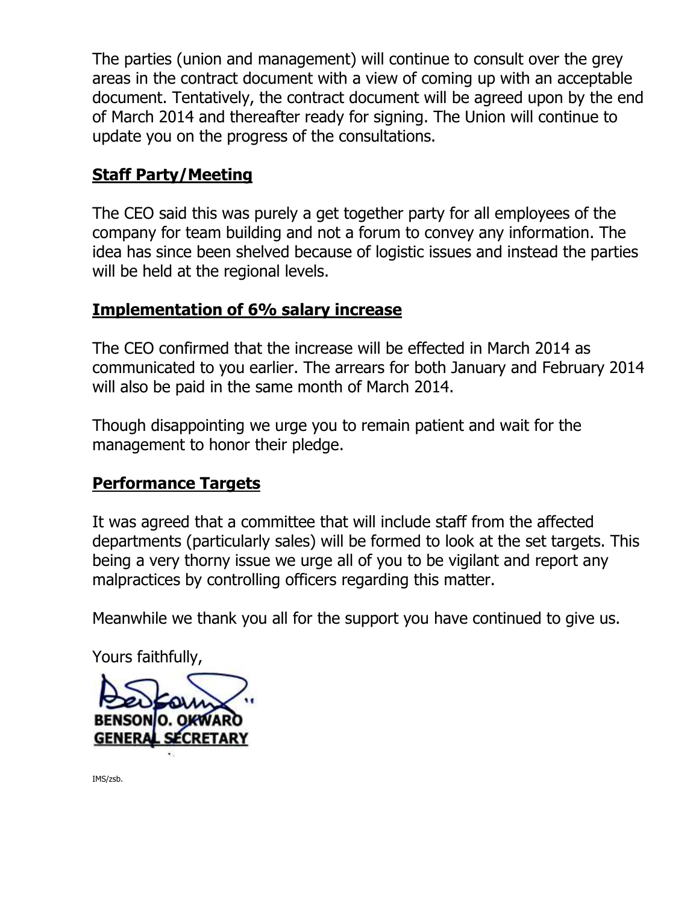The parties (union and management) will continue to consult over the grey areas in the contract document with a view of coming up with an acceptable document. Tentatively, the contract document will be agreed upon by the end of March 2014 and thereafter ready for signing. The Union will continue to update you on the progress of the consultations.

## **Staff Party/Meeting**

The CEO said this was purely a get together party for all employees of the company for team building and not a forum to convey any information. The idea has since been shelved because of logistic issues and instead the parties will be held at the regional levels.

## **Implementation of 6% salary increase**

The CEO confirmed that the increase will be effected in March 2014 as communicated to you earlier. The arrears for both January and February 2014 will also be paid in the same month of March 2014.

Though disappointing we urge you to remain patient and wait for the management to honor their pledge.

## **Performance Targets**

It was agreed that a committee that will include staff from the affected departments (particularly sales) will be formed to look at the set targets. This being a very thorny issue we urge all of you to be vigilant and report any malpractices by controlling officers regarding this matter.

Meanwhile we thank you all for the support you have continued to give us.

Yours faithfully,

**BENSON O. OKWARO**
**GENERAL SECRETARY**

IMS/zsb.